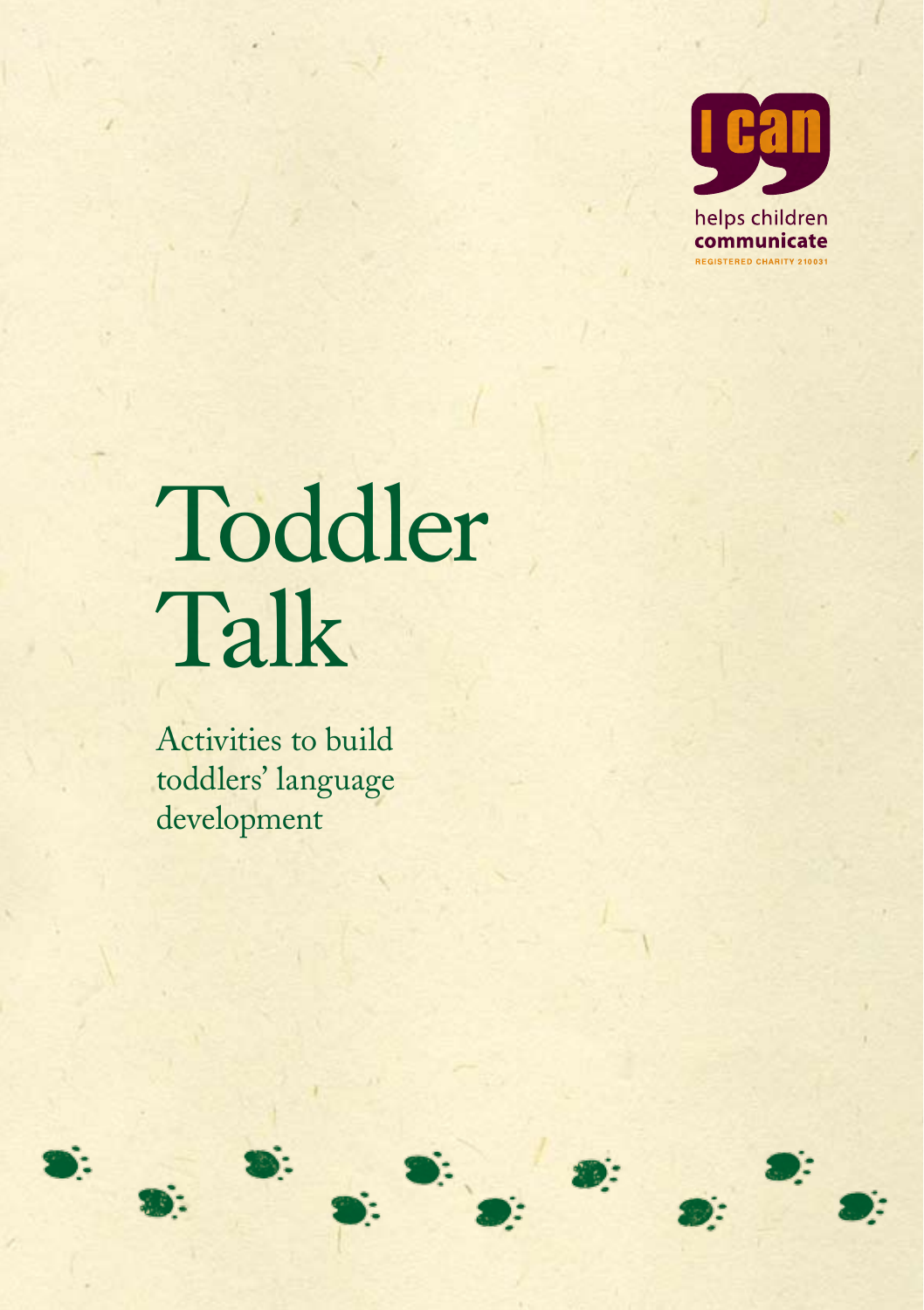I CAN

helps children **communicate**

REGISTERED CHARITY 210031

# Toddler Talk

Activities to build toddlers' language development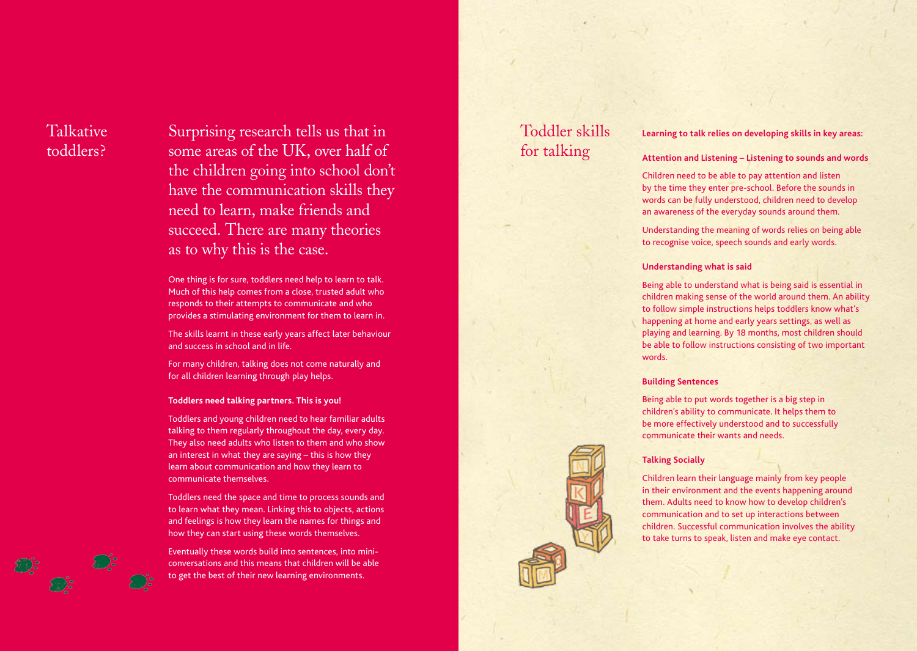## Talkative toddlers?

Surprising research tells us that in some areas of the UK, over half of the children going into school don't have the communication skills they need to learn, make friends and succeed. There are many theories as to why this is the case.

One thing is for sure, toddlers need help to learn to talk. Much of this help comes from a close, trusted adult who responds to their attempts to communicate and who provides a stimulating environment for them to learn in.

The skills learnt in these early years affect later behaviour and success in school and in life.

For many children, talking does not come naturally and for all children learning through play helps.

**Toddlers need talking partners. This is you!**

Toddlers and young children need to hear familiar adults talking to them regularly throughout the day, every day. They also need adults who listen to them and who show an interest in what they are saying – this is how they learn about communication and how they learn to communicate themselves.

Toddlers need the space and time to process sounds and to learn what they mean. Linking this to objects, actions and feelings is how they learn the names for things and how they can start using these words themselves.

Eventually these words build into sentences, into mini-conversations and this means that children will be able to get the best of their new learning environments.

## Toddler skills for talking

**Learning to talk relies on developing skills in key areas:**

**Attention and Listening – Listening to sounds and words**

Children need to be able to pay attention and listen by the time they enter pre-school. Before the sounds in words can be fully understood, children need to develop an awareness of the everyday sounds around them.

Understanding the meaning of words relies on being able to recognise voice, speech sounds and early words.

**Understanding what is said**

Being able to understand what is being said is essential in children making sense of the world around them. An ability to follow simple instructions helps toddlers know what's happening at home and early years settings, as well as playing and learning. By 18 months, most children should be able to follow instructions consisting of two important words.

**Building Sentences**

Being able to put words together is a big step in children's ability to communicate. It helps them to be more effectively understood and to successfully communicate their wants and needs.

**Talking Socially**

Children learn their language mainly from key people in their environment and the events happening around them. Adults need to know how to develop children's communication and to set up interactions between children. Successful communication involves the ability to take turns to speak, listen and make eye contact.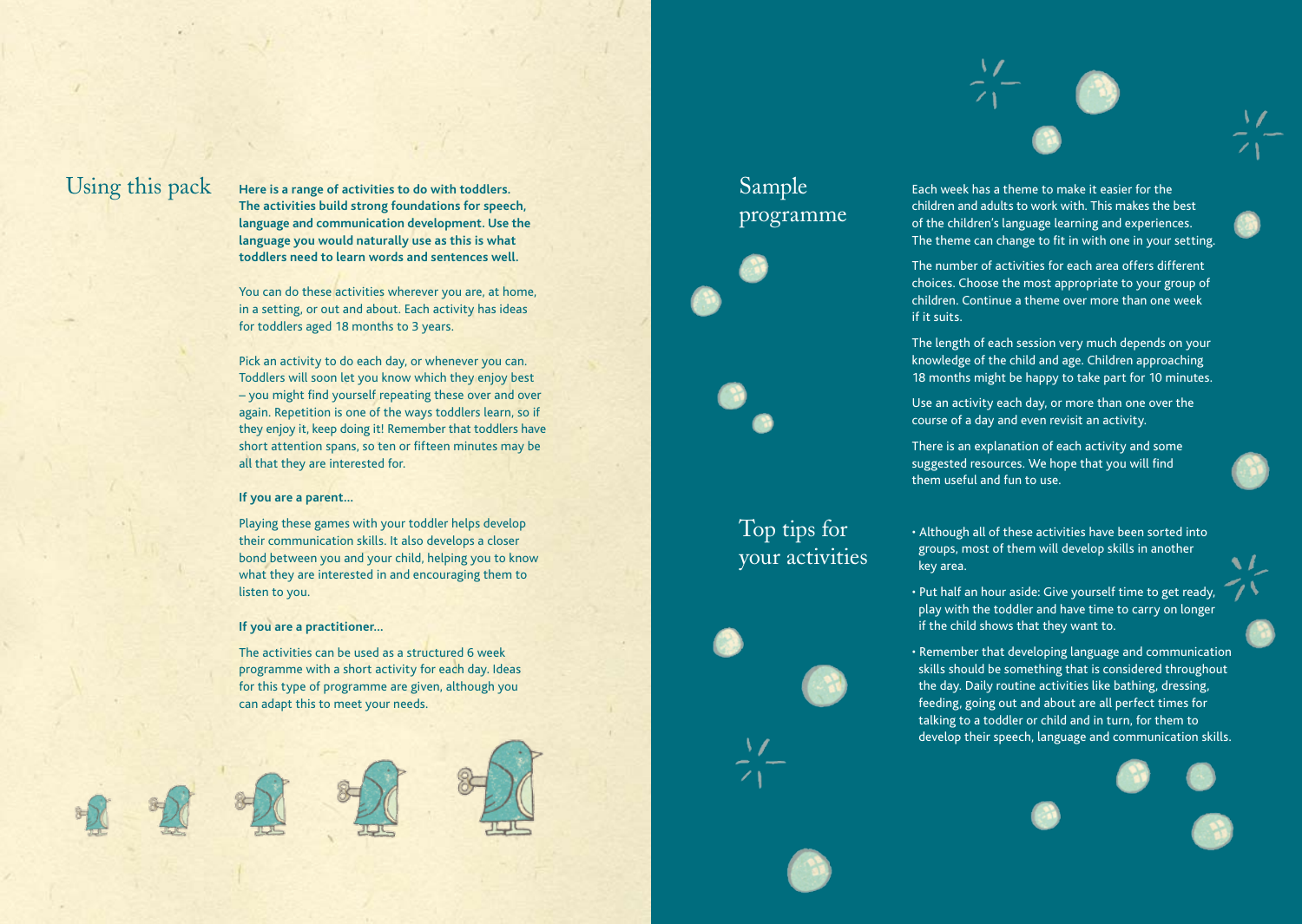## Using this pack

**Here is a range of activities to do with toddlers. The activities build strong foundations for speech, language and communication development. Use the language you would naturally use as this is what toddlers need to learn words and sentences well.**

You can do these activities wherever you are, at home, in a setting, or out and about. Each activity has ideas for toddlers aged 18 months to 3 years.

Pick an activity to do each day, or whenever you can. Toddlers will soon let you know which they enjoy best – you might find yourself repeating these over and over again. Repetition is one of the ways toddlers learn, so if they enjoy it, keep doing it! Remember that toddlers have short attention spans, so ten or fifteen minutes may be all that they are interested for.

**If you are a parent...**

Playing these games with your toddler helps develop their communication skills. It also develops a closer bond between you and your child, helping you to know what they are interested in and encouraging them to listen to you.

**If you are a practitioner...**

The activities can be used as a structured 6 week programme with a short activity for each day. Ideas for this type of programme are given, although you can adapt this to meet your needs.

## Sample programme

Each week has a theme to make it easier for the children and adults to work with. This makes the best of the children's language learning and experiences. The theme can change to fit in with one in your setting.

The number of activities for each area offers different choices. Choose the most appropriate to your group of children. Continue a theme over more than one week if it suits.

The length of each session very much depends on your knowledge of the child and age. Children approaching 18 months might be happy to take part for 10 minutes.

Use an activity each day, or more than one over the course of a day and even revisit an activity.

There is an explanation of each activity and some suggested resources. We hope that you will find them useful and fun to use.

## Top tips for your activities

- Although all of these activities have been sorted into groups, most of them will develop skills in another key area.
- Put half an hour aside: Give yourself time to get ready, play with the toddler and have time to carry on longer if the child shows that they want to.
- Remember that developing language and communication skills should be something that is considered throughout the day. Daily routine activities like bathing, dressing, feeding, going out and about are all perfect times for talking to a toddler or child and in turn, for them to develop their speech, language and communication skills.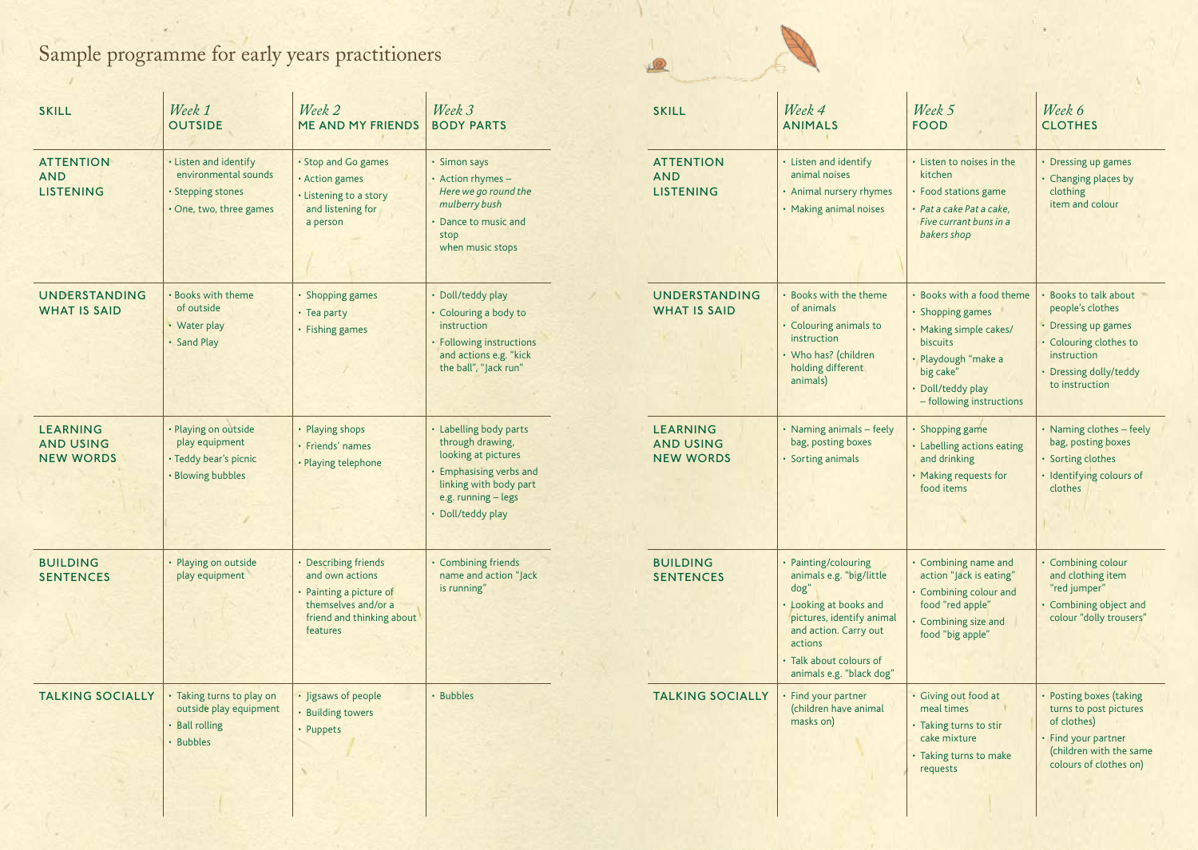# Sample programme for early years practitioners

| SKILL | *Week 1* OUTSIDE | *Week 2* ME AND MY FRIENDS | *Week 3* BODY PARTS |
|---|---|---|---|
| ATTENTION AND LISTENING | • Listen and identify environmental sounds<br>• Stepping stones<br>• One, two, three games | • Stop and Go games<br>• Action games<br>• Listening to a story and listening for a person | • Simon says<br>• Action rhymes – *Here we go round the mulberry bush*<br>• Dance to music and stop when music stops |
| UNDERSTANDING WHAT IS SAID | • Books with theme of outside<br>• Water play<br>• Sand Play | • Shopping games<br>• Tea party<br>• Fishing games | • Doll/teddy play<br>• Colouring a body to instruction<br>• Following instructions and actions e.g. "kick the ball", "Jack run" |
| LEARNING AND USING NEW WORDS | • Playing on outside play equipment<br>• Teddy bear's picnic<br>• Blowing bubbles | • Playing shops<br>• Friends' names<br>• Playing telephone | • Labelling body parts through drawing, looking at pictures<br>• Emphasising verbs and linking with body part e.g. running – legs<br>• Doll/teddy play |
| BUILDING SENTENCES | • Playing on outside play equipment | • Describing friends and own actions<br>• Painting a picture of themselves and/or a friend and thinking about features | • Combining friends name and action "Jack is running" |
| TALKING SOCIALLY | • Taking turns to play on outside play equipment<br>• Ball rolling<br>• Bubbles | • Jigsaws of people<br>• Building towers<br>• Puppets | • Bubbles |

| SKILL | *Week 4* ANIMALS | *Week 5* FOOD | *Week 6* CLOTHES |
|---|---|---|---|
| ATTENTION AND LISTENING | • Listen and identify animal noises<br>• Animal nursery rhymes<br>• Making animal noises | • Listen to noises in the kitchen<br>• Food stations game<br>• *Pat a cake Pat a cake, Five currant buns in a bakers shop* | • Dressing up games<br>• Changing places by clothing item and colour |
| UNDERSTANDING WHAT IS SAID | • Books with the theme of animals<br>• Colouring animals to instruction<br>• Who has? (children holding different animals) | • Books with a food theme<br>• Shopping games<br>• Making simple cakes/biscuits<br>• Playdough "make a big cake"<br>• Doll/teddy play – following instructions | • Books to talk about people's clothes<br>• Dressing up games<br>• Colouring clothes to instruction<br>• Dressing dolly/teddy to instruction |
| LEARNING AND USING NEW WORDS | • Naming animals – feely bag, posting boxes<br>• Sorting animals | • Shopping game<br>• Labelling actions eating and drinking<br>• Making requests for food items | • Naming clothes – feely bag, posting boxes<br>• Sorting clothes<br>• Identifying colours of clothes |
| BUILDING SENTENCES | • Painting/colouring animals e.g. "big/little dog"<br>• Looking at books and pictures, identify animal and action. Carry out actions<br>• Talk about colours of animals e.g. "black dog" | • Combining name and action "Jack is eating"<br>• Combining colour and food "red apple"<br>• Combining size and food "big apple" | • Combining colour and clothing item "red jumper"<br>• Combining object and colour "dolly trousers" |
| TALKING SOCIALLY | • Find your partner (children have animal masks on) | • Giving out food at meal times<br>• Taking turns to stir cake mixture<br>• Taking turns to make requests | • Posting boxes (taking turns to post pictures of clothes)<br>• Find your partner (children with the same colours of clothes on) |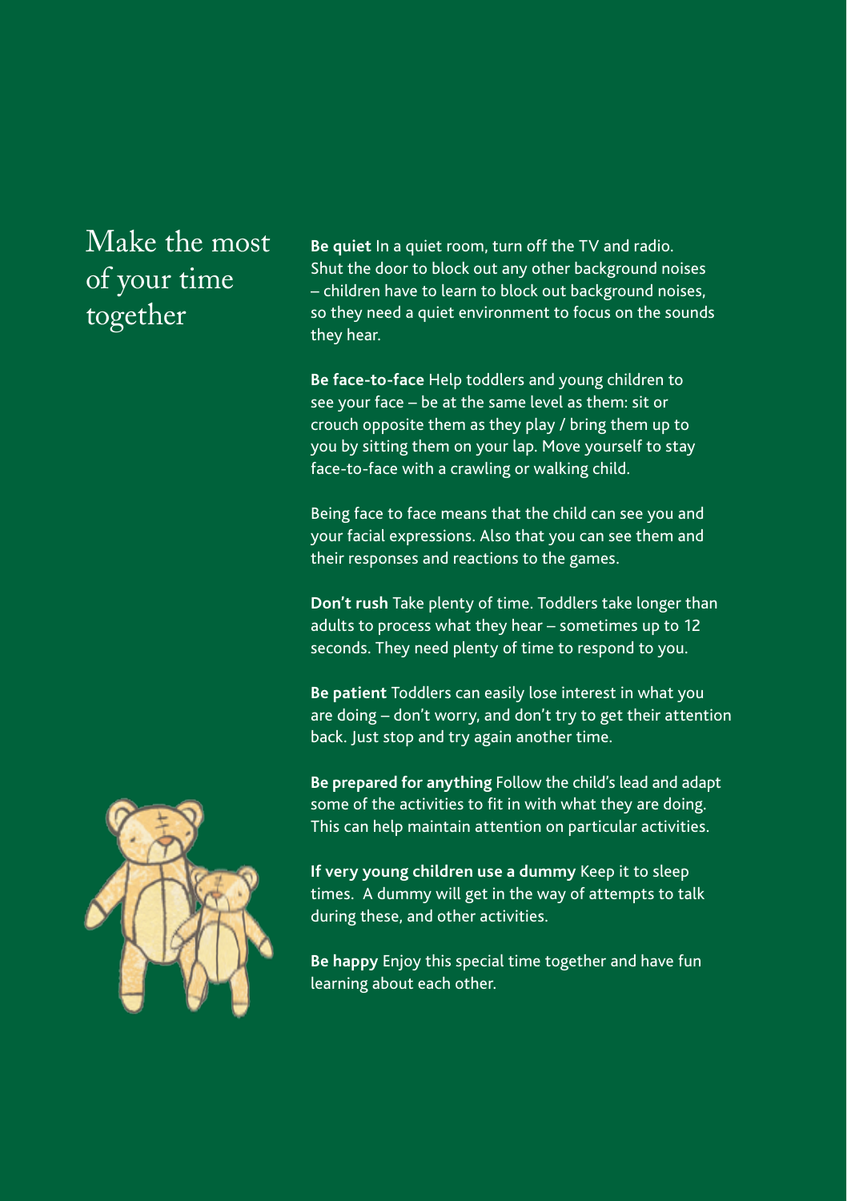# Make the most of your time together

**Be quiet** In a quiet room, turn off the TV and radio. Shut the door to block out any other background noises – children have to learn to block out background noises, so they need a quiet environment to focus on the sounds they hear.

**Be face-to-face** Help toddlers and young children to see your face – be at the same level as them: sit or crouch opposite them as they play / bring them up to you by sitting them on your lap. Move yourself to stay face-to-face with a crawling or walking child.

Being face to face means that the child can see you and your facial expressions. Also that you can see them and their responses and reactions to the games.

**Don't rush** Take plenty of time. Toddlers take longer than adults to process what they hear – sometimes up to 12 seconds. They need plenty of time to respond to you.

**Be patient** Toddlers can easily lose interest in what you are doing – don't worry, and don't try to get their attention back. Just stop and try again another time.

**Be prepared for anything** Follow the child's lead and adapt some of the activities to fit in with what they are doing. This can help maintain attention on particular activities.

**If very young children use a dummy** Keep it to sleep times. A dummy will get in the way of attempts to talk during these, and other activities.

**Be happy** Enjoy this special time together and have fun learning about each other.